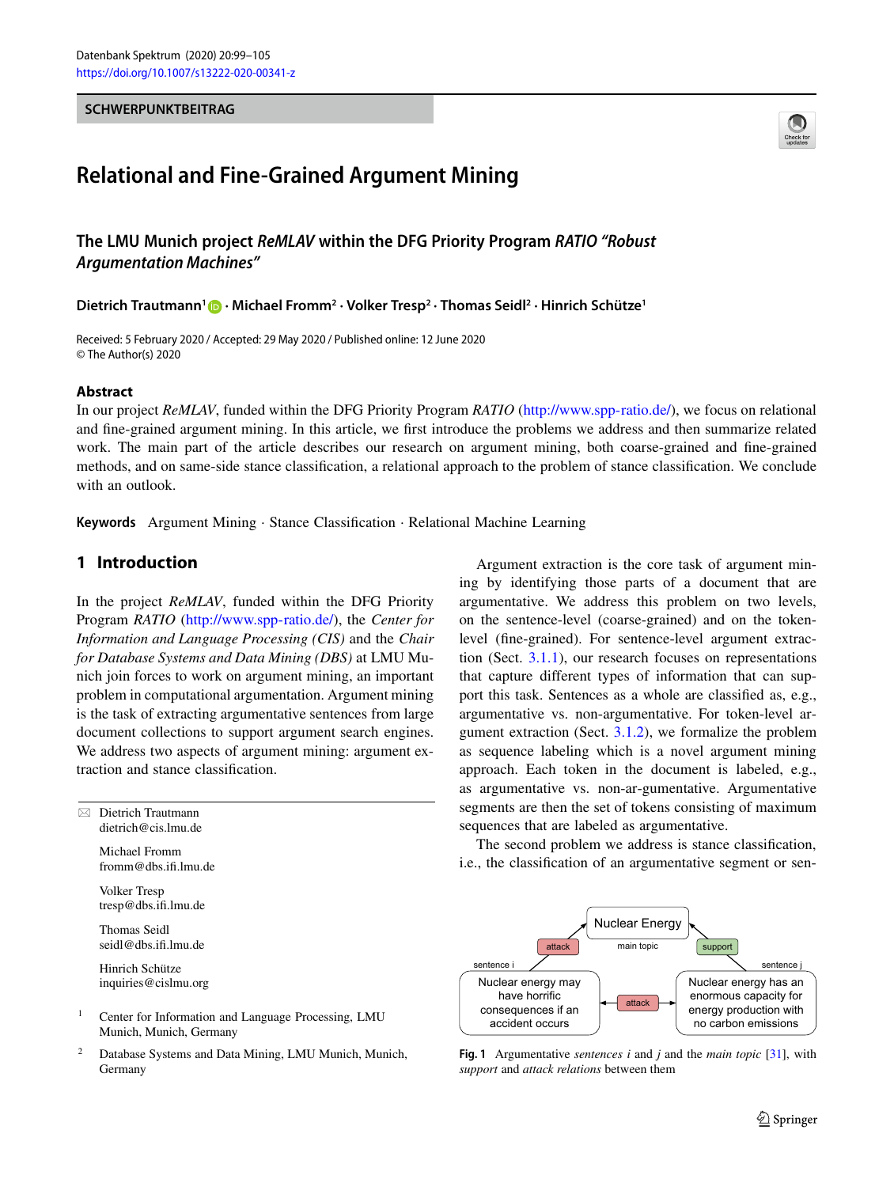SCHWERPUNKTBEITRAG

# Relational and Fine-Grained Argument Mining

## The LMU Munich project *ReMLAV* within the DFG Priority Program *RATIO "Robust Argumentation Machines"*

**Dietrich Trautmann[1] · Michael Fromm[2] · Volker Tresp[2] · Thomas Seidl[2] · Hinrich Schütze[1]**

Received: 5 February 2020 / Accepted: 29 May 2020 / Published online: 12 June 2020
© The Author(s) 2020

### Abstract

In our project *ReMLAV*, funded within the DFG Priority Program *RATIO* (http://www.spp-ratio.de/), we focus on relational and fine-grained argument mining. In this article, we first introduce the problems we address and then summarize related work. The main part of the article describes our research on argument mining, both coarse-grained and fine-grained methods, and on same-side stance classification, a relational approach to the problem of stance classification. We conclude with an outlook.

**Keywords** Argument Mining · Stance Classification · Relational Machine Learning

## 1 Introduction

In the project *ReMLAV*, funded within the DFG Priority Program *RATIO* (http://www.spp-ratio.de/), the *Center for Information and Language Processing (CIS)* and the *Chair for Database Systems and Data Mining (DBS)* at LMU Munich join forces to work on argument mining, an important problem in computational argumentation. Argument mining is the task of extracting argumentative sentences from large document collections to support argument search engines. We address two aspects of argument mining: argument extraction and stance classification.

Argument extraction is the core task of argument mining by identifying those parts of a document that are argumentative. We address this problem on two levels, on the sentence-level (coarse-grained) and on the token-level (fine-grained). For sentence-level argument extraction (Sect. 3.1.1), our research focuses on representations that capture different types of information that can support this task. Sentences as a whole are classified as, e.g., argumentative vs. non-argumentative. For token-level argument extraction (Sect. 3.1.2), we formalize the problem as sequence labeling which is a novel argument mining approach. Each token in the document is labeled, e.g., as argumentative vs. non-ar-gumentative. Argumentative segments are then the set of tokens consisting of maximum sequences that are labeled as argumentative.

The second problem we address is stance classification, i.e., the classification of an argumentative segment or sen-

Nuclear Energy
main topic
attack
support
sentence i
sentence j
Nuclear energy may have horrific consequences if an accident occurs
attack
Nuclear energy has an enormous capacity for energy production with no carbon emissions

**Fig. 1** Argumentative *sentences* *i* and *j* and the *main topic* [31], with *support* and *attack relations* between them

---

✉ Dietrich Trautmann
dietrich@cis.lmu.de

Michael Fromm
fromm@dbs.ifi.lmu.de

Volker Tresp
tresp@dbs.ifi.lmu.de

Thomas Seidl
seidl@dbs.ifi.lmu.de

Hinrich Schütze
inquiries@cislmu.org

[1] Center for Information and Language Processing, LMU Munich, Munich, Germany

[2] Database Systems and Data Mining, LMU Munich, Munich, Germany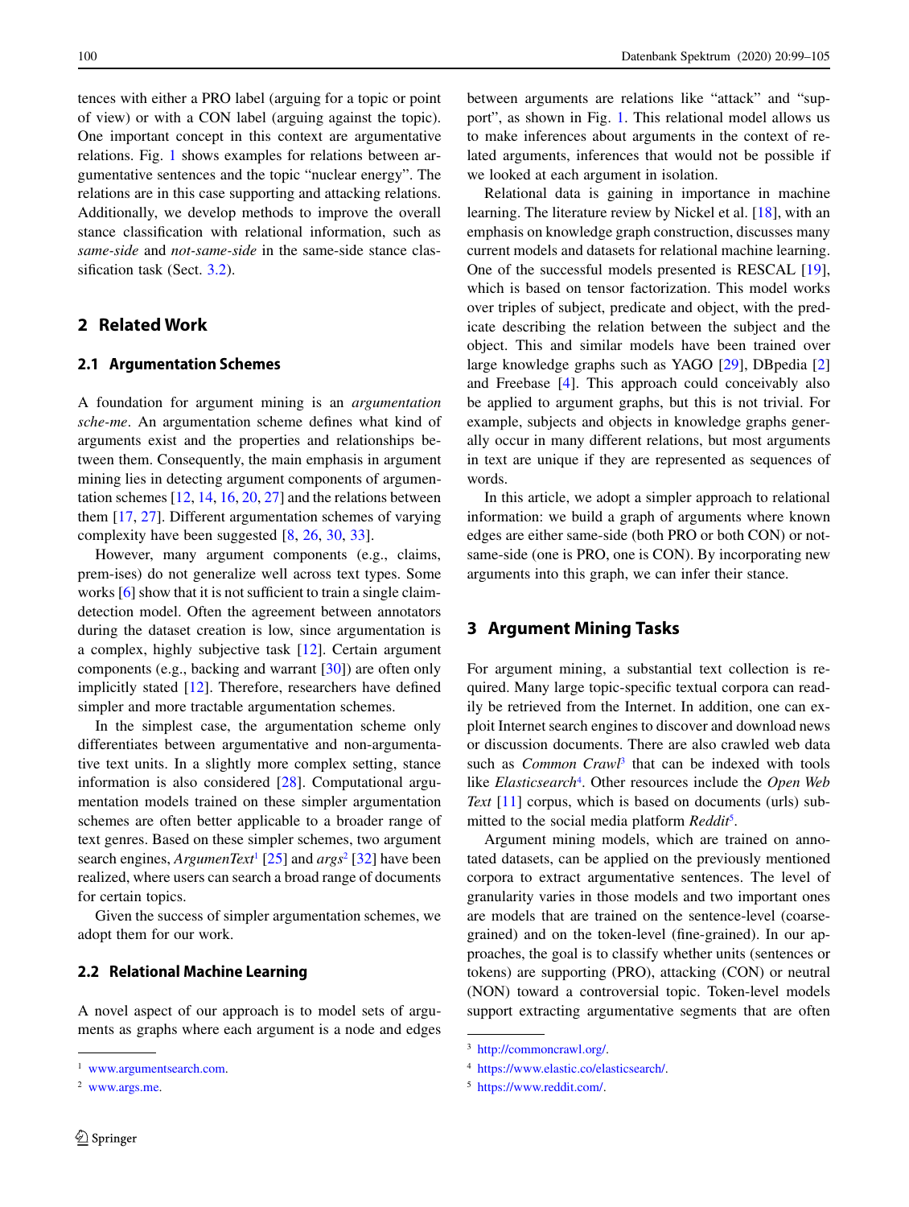tences with either a PRO label (arguing for a topic or point of view) or with a CON label (arguing against the topic). One important concept in this context are argumentative relations. Fig. 1 shows examples for relations between argumentative sentences and the topic "nuclear energy". The relations are in this case supporting and attacking relations. Additionally, we develop methods to improve the overall stance classification with relational information, such as *same-side* and *not-same-side* in the same-side stance classification task (Sect. 3.2).

## 2 Related Work

### 2.1 Argumentation Schemes

A foundation for argument mining is an *argumentation sche-me*. An argumentation scheme defines what kind of arguments exist and the properties and relationships between them. Consequently, the main emphasis in argument mining lies in detecting argument components of argumentation schemes [12, 14, 16, 20, 27] and the relations between them [17, 27]. Different argumentation schemes of varying complexity have been suggested [8, 26, 30, 33].

However, many argument components (e.g., claims, prem-ises) do not generalize well across text types. Some works [6] show that it is not sufficient to train a single claim-detection model. Often the agreement between annotators during the dataset creation is low, since argumentation is a complex, highly subjective task [12]. Certain argument components (e.g., backing and warrant [30]) are often only implicitly stated [12]. Therefore, researchers have defined simpler and more tractable argumentation schemes.

In the simplest case, the argumentation scheme only differentiates between argumentative and non-argumentative text units. In a slightly more complex setting, stance information is also considered [28]. Computational argumentation models trained on these simpler argumentation schemes are often better applicable to a broader range of text genres. Based on these simpler schemes, two argument search engines, *ArgumenText*[1] [25] and *args*[2] [32] have been realized, where users can search a broad range of documents for certain topics.

Given the success of simpler argumentation schemes, we adopt them for our work.

### 2.2 Relational Machine Learning

A novel aspect of our approach is to model sets of arguments as graphs where each argument is a node and edges between arguments are relations like "attack" and "support", as shown in Fig. 1. This relational model allows us to make inferences about arguments in the context of related arguments, inferences that would not be possible if we looked at each argument in isolation.

Relational data is gaining in importance in machine learning. The literature review by Nickel et al. [18], with an emphasis on knowledge graph construction, discusses many current models and datasets for relational machine learning. One of the successful models presented is RESCAL [19], which is based on tensor factorization. This model works over triples of subject, predicate and object, with the predicate describing the relation between the subject and the object. This and similar models have been trained over large knowledge graphs such as YAGO [29], DBpedia [2] and Freebase [4]. This approach could conceivably also be applied to argument graphs, but this is not trivial. For example, subjects and objects in knowledge graphs generally occur in many different relations, but most arguments in text are unique if they are represented as sequences of words.

In this article, we adopt a simpler approach to relational information: we build a graph of arguments where known edges are either same-side (both PRO or both CON) or not-same-side (one is PRO, one is CON). By incorporating new arguments into this graph, we can infer their stance.

## 3 Argument Mining Tasks

For argument mining, a substantial text collection is required. Many large topic-specific textual corpora can readily be retrieved from the Internet. In addition, one can exploit Internet search engines to discover and download news or discussion documents. There are also crawled web data such as *Common Crawl*[3] that can be indexed with tools like *Elasticsearch*[4]. Other resources include the *Open Web Text* [11] corpus, which is based on documents (urls) submitted to the social media platform *Reddit*[5].

Argument mining models, which are trained on annotated datasets, can be applied on the previously mentioned corpora to extract argumentative sentences. The level of granularity varies in those models and two important ones are models that are trained on the sentence-level (coarse-grained) and on the token-level (fine-grained). In our approaches, the goal is to classify whether units (sentences or tokens) are supporting (PRO), attacking (CON) or neutral (NON) toward a controversial topic. Token-level models support extracting argumentative segments that are often

---

[1] www.argumentsearch.com.

[2] www.args.me.

[3] http://commoncrawl.org/.

[4] https://www.elastic.co/elasticsearch/.

[5] https://www.reddit.com/.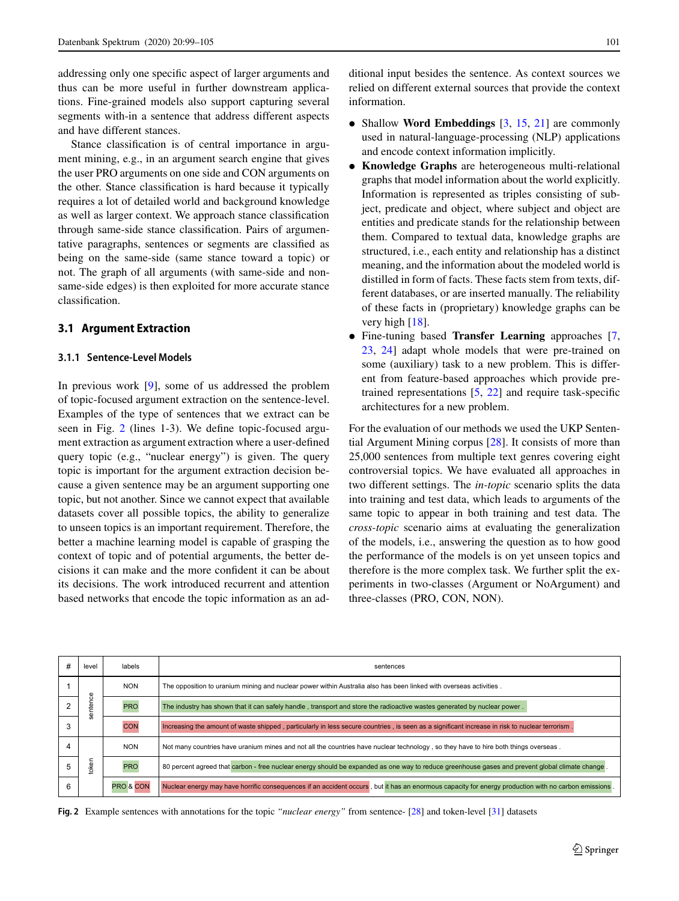addressing only one specific aspect of larger arguments and thus can be more useful in further downstream applications. Fine-grained models also support capturing several segments with-in a sentence that address different aspects and have different stances.

Stance classification is of central importance in argument mining, e.g., in an argument search engine that gives the user PRO arguments on one side and CON arguments on the other. Stance classification is hard because it typically requires a lot of detailed world and background knowledge as well as larger context. We approach stance classification through same-side stance classification. Pairs of argumentative paragraphs, sentences or segments are classified as being on the same-side (same stance toward a topic) or not. The graph of all arguments (with same-side and non-same-side edges) is then exploited for more accurate stance classification.

## 3.1 Argument Extraction

### 3.1.1 Sentence-Level Models

In previous work [9], some of us addressed the problem of topic-focused argument extraction on the sentence-level. Examples of the type of sentences that we extract can be seen in Fig. 2 (lines 1-3). We define topic-focused argument extraction as argument extraction where a user-defined query topic (e.g., "nuclear energy") is given. The query topic is important for the argument extraction decision because a given sentence may be an argument supporting one topic, but not another. Since we cannot expect that available datasets cover all possible topics, the ability to generalize to unseen topics is an important requirement. Therefore, the better a machine learning model is capable of grasping the context of topic and of potential arguments, the better decisions it can make and the more confident it can be about its decisions. The work introduced recurrent and attention based networks that encode the topic information as an additional input besides the sentence. As context sources we relied on different external sources that provide the context information.

- Shallow **Word Embeddings** [3, 15, 21] are commonly used in natural-language-processing (NLP) applications and encode context information implicitly.
- **Knowledge Graphs** are heterogeneous multi-relational graphs that model information about the world explicitly. Information is represented as triples consisting of subject, predicate and object, where subject and object are entities and predicate stands for the relationship between them. Compared to textual data, knowledge graphs are structured, i.e., each entity and relationship has a distinct meaning, and the information about the modeled world is distilled in form of facts. These facts stem from texts, different databases, or are inserted manually. The reliability of these facts in (proprietary) knowledge graphs can be very high [18].
- Fine-tuning based **Transfer Learning** approaches [7, 23, 24] adapt whole models that were pre-trained on some (auxiliary) task to a new problem. This is different from feature-based approaches which provide pre-trained representations [5, 22] and require task-specific architectures for a new problem.

For the evaluation of our methods we used the UKP Sentential Argument Mining corpus [28]. It consists of more than 25,000 sentences from multiple text genres covering eight controversial topics. We have evaluated all approaches in two different settings. The *in-topic* scenario splits the data into training and test data, which leads to arguments of the same topic to appear in both training and test data. The *cross-topic* scenario aims at evaluating the generalization of the models, i.e., answering the question as to how good the performance of the models is on yet unseen topics and therefore is the more complex task. We further split the experiments in two-classes (Argument or NoArgument) and three-classes (PRO, CON, NON).

| # | level | labels | sentences |
|---|---|---|---|
| 1 | sentence | NON | The opposition to uranium mining and nuclear power within Australia also has been linked with overseas activities . |
| 2 | sentence | PRO | The industry has shown that it can safely handle , transport and store the radioactive wastes generated by nuclear power . |
| 3 | sentence | CON | Increasing the amount of waste shipped , particularly in less secure countries , is seen as a significant increase in risk to nuclear terrorism . |
| 4 | token | NON | Not many countries have uranium mines and not all the countries have nuclear technology , so they have to hire both things overseas . |
| 5 | token | PRO | 80 percent agreed that carbon - free nuclear energy should be expanded as one way to reduce greenhouse gases and prevent global climate change . |
| 6 | token | PRO & CON | Nuclear energy may have horrific consequences if an accident occurs , but it has an enormous capacity for energy production with no carbon emissions . |

**Fig. 2** Example sentences with annotations for the topic *"nuclear energy"* from sentence- [28] and token-level [31] datasets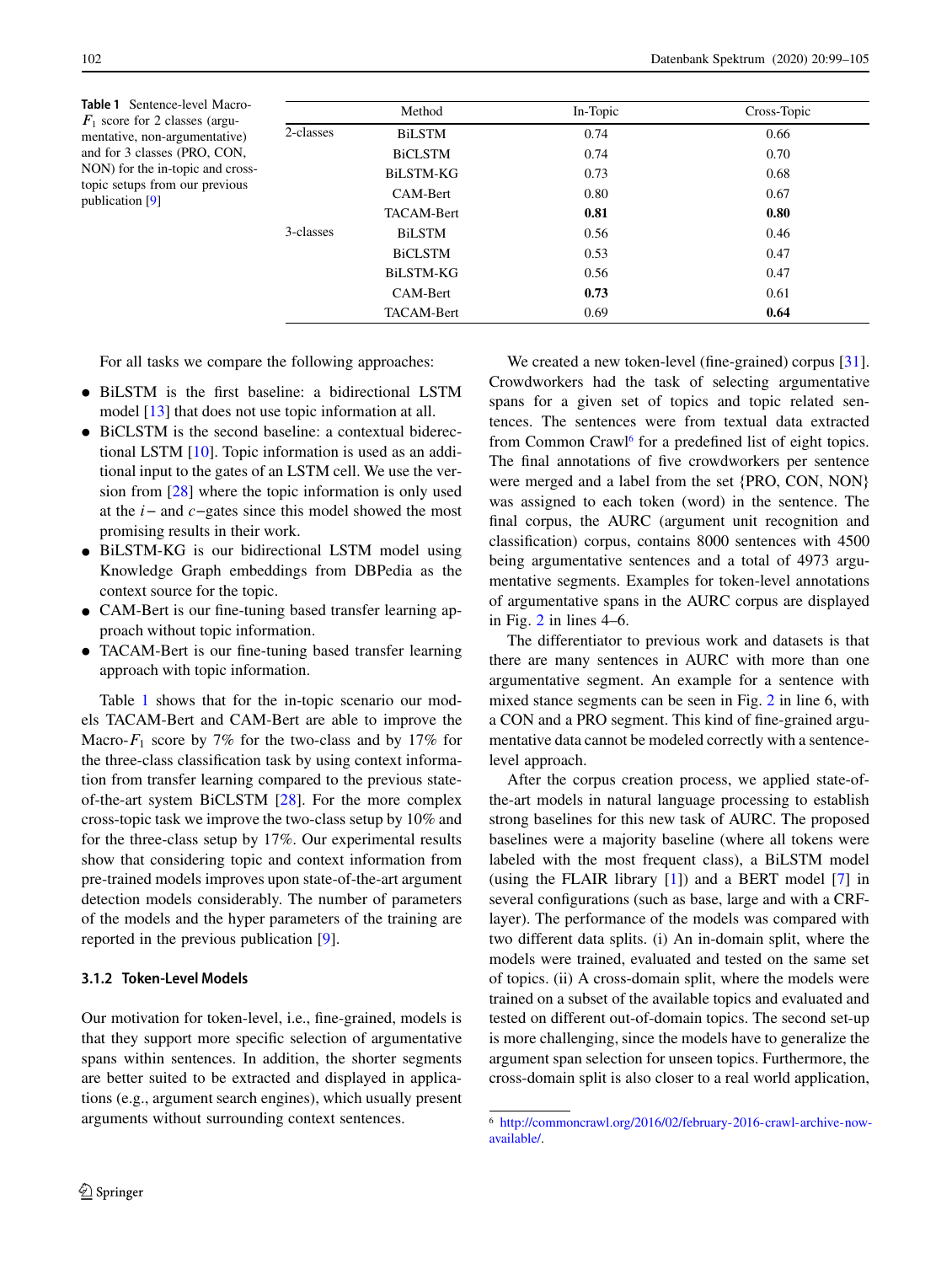**Table 1** Sentence-level Macro-$F_1$ score for 2 classes (argumentative, non-argumentative) and for 3 classes (PRO, CON, NON) for the in-topic and cross-topic setups from our previous publication [9]

| | Method | In-Topic | Cross-Topic |
|---|---|---|---|
| 2-classes | BiLSTM | 0.74 | 0.66 |
| | BiCLSTM | 0.74 | 0.70 |
| | BiLSTM-KG | 0.73 | 0.68 |
| | CAM-Bert | 0.80 | 0.67 |
| | TACAM-Bert | **0.81** | **0.80** |
| 3-classes | BiLSTM | 0.56 | 0.46 |
| | BiCLSTM | 0.53 | 0.47 |
| | BiLSTM-KG | 0.56 | 0.47 |
| | CAM-Bert | **0.73** | 0.61 |
| | TACAM-Bert | 0.69 | **0.64** |

For all tasks we compare the following approaches:

- BiLSTM is the first baseline: a bidirectional LSTM model [13] that does not use topic information at all.
- BiCLSTM is the second baseline: a contextual bidirectional LSTM [10]. Topic information is used as an additional input to the gates of an LSTM cell. We use the version from [28] where the topic information is only used at the $i-$ and $c-$gates since this model showed the most promising results in their work.
- BiLSTM-KG is our bidirectional LSTM model using Knowledge Graph embeddings from DBPedia as the context source for the topic.
- CAM-Bert is our fine-tuning based transfer learning approach without topic information.
- TACAM-Bert is our fine-tuning based transfer learning approach with topic information.

Table 1 shows that for the in-topic scenario our models TACAM-Bert and CAM-Bert are able to improve the Macro-$F_1$ score by 7% for the two-class and by 17% for the three-class classification task by using context information from transfer learning compared to the previous state-of-the-art system BiCLSTM [28]. For the more complex cross-topic task we improve the two-class setup by 10% and for the three-class setup by 17%. Our experimental results show that considering topic and context information from pre-trained models improves upon state-of-the-art argument detection models considerably. The number of parameters of the models and the hyper parameters of the training are reported in the previous publication [9].

### 3.1.2 Token-Level Models

Our motivation for token-level, i.e., fine-grained, models is that they support more specific selection of argumentative spans within sentences. In addition, the shorter segments are better suited to be extracted and displayed in applications (e.g., argument search engines), which usually present arguments without surrounding context sentences.

We created a new token-level (fine-grained) corpus [31]. Crowdworkers had the task of selecting argumentative spans for a given set of topics and topic related sentences. The sentences were from textual data extracted from Common Crawl[6] for a predefined list of eight topics. The final annotations of five crowdworkers per sentence were merged and a label from the set {PRO, CON, NON} was assigned to each token (word) in the sentence. The final corpus, the AURC (argument unit recognition and classification) corpus, contains 8000 sentences with 4500 being argumentative sentences and a total of 4973 argumentative segments. Examples for token-level annotations of argumentative spans in the AURC corpus are displayed in Fig. 2 in lines 4–6.

The differentiator to previous work and datasets is that there are many sentences in AURC with more than one argumentative segment. An example for a sentence with mixed stance segments can be seen in Fig. 2 in line 6, with a CON and a PRO segment. This kind of fine-grained argumentative data cannot be modeled correctly with a sentence-level approach.

After the corpus creation process, we applied state-of-the-art models in natural language processing to establish strong baselines for this new task of AURC. The proposed baselines were a majority baseline (where all tokens were labeled with the most frequent class), a BiLSTM model (using the FLAIR library [1]) and a BERT model [7] in several configurations (such as base, large and with a CRF-layer). The performance of the models was compared with two different data splits. (i) An in-domain split, where the models were trained, evaluated and tested on the same set of topics. (ii) A cross-domain split, where the models were trained on a subset of the available topics and evaluated and tested on different out-of-domain topics. The second set-up is more challenging, since the models have to generalize the argument span selection for unseen topics. Furthermore, the cross-domain split is also closer to a real world application,

[6] http://commoncrawl.org/2016/02/february-2016-crawl-archive-now-available/.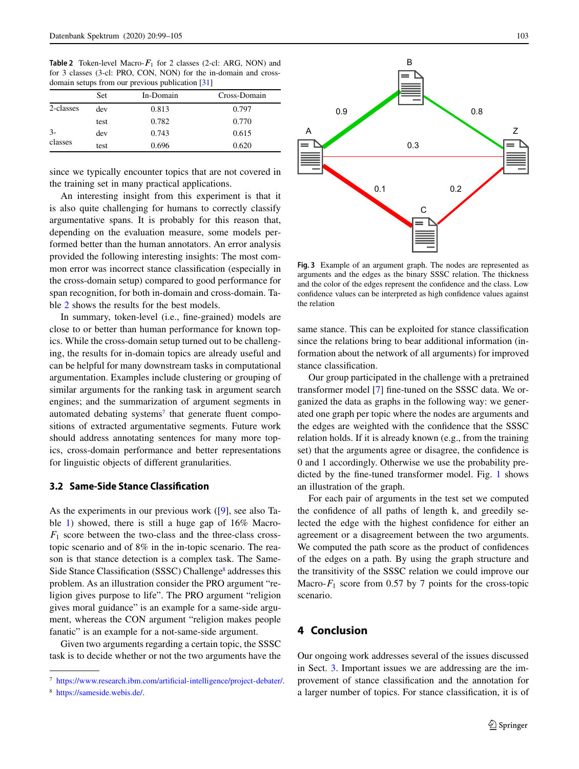**Table 2** Token-level Macro-$F_1$ for 2 classes (2-cl: ARG, NON) and for 3 classes (3-cl: PRO, CON, NON) for the in-domain and cross-domain setups from our previous publication [31]

| | Set | In-Domain | Cross-Domain |
|---|---|---|---|
| 2-classes | dev | 0.813 | 0.797 |
| | test | 0.782 | 0.770 |
| 3-classes | dev | 0.743 | 0.615 |
| | test | 0.696 | 0.620 |

since we typically encounter topics that are not covered in the training set in many practical applications.

An interesting insight from this experiment is that it is also quite challenging for humans to correctly classify argumentative spans. It is probably for this reason that, depending on the evaluation measure, some models performed better than the human annotators. An error analysis provided the following interesting insights: The most common error was incorrect stance classification (especially in the cross-domain setup) compared to good performance for span recognition, for both in-domain and cross-domain. Table 2 shows the results for the best models.

In summary, token-level (i.e., fine-grained) models are close to or better than human performance for known topics. While the cross-domain setup turned out to be challenging, the results for in-domain topics are already useful and can be helpful for many downstream tasks in computational argumentation. Examples include clustering or grouping of similar arguments for the ranking task in argument search engines; and the summarization of argument segments in automated debating systems[7] that generate fluent compositions of extracted argumentative segments. Future work should address annotating sentences for many more topics, cross-domain performance and better representations for linguistic objects of different granularities.

### 3.2 Same-Side Stance Classification

As the experiments in our previous work ([9], see also Table 1) showed, there is still a huge gap of 16% Macro-$F_1$ score between the two-class and the three-class cross-topic scenario and of 8% in the in-topic scenario. The reason is that stance detection is a complex task. The Same-Side Stance Classification (SSSC) Challenge[8] addresses this problem. As an illustration consider the PRO argument "religion gives purpose to life". The PRO argument "religion gives moral guidance" is an example for a same-side argument, whereas the CON argument "religion makes people fanatic" is an example for a not-same-side argument.

Given two arguments regarding a certain topic, the SSSC task is to decide whether or not the two arguments have the same stance. This can be exploited for stance classification since the relations bring to bear additional information (information about the network of all arguments) for improved stance classification.

B
0.9
0.8
A
Z
0.3
0.1
0.2
C

**Fig. 3** Example of an argument graph. The nodes are represented as arguments and the edges as the binary SSSC relation. The thickness and the color of the edges represent the confidence and the class. Low confidence values can be interpreted as high confidence values against the relation

Our group participated in the challenge with a pretrained transformer model [7] fine-tuned on the SSSC data. We organized the data as graphs in the following way: we generated one graph per topic where the nodes are arguments and the edges are weighted with the confidence that the SSSC relation holds. If it is already known (e.g., from the training set) that the arguments agree or disagree, the confidence is 0 and 1 accordingly. Otherwise we use the probability predicted by the fine-tuned transformer model. Fig. 1 shows an illustration of the graph.

For each pair of arguments in the test set we computed the confidence of all paths of length k, and greedily selected the edge with the highest confidence for either an agreement or a disagreement between the two arguments. We computed the path score as the product of confidences of the edges on a path. By using the graph structure and the transitivity of the SSSC relation we could improve our Macro-$F_1$ score from 0.57 by 7 points for the cross-topic scenario.

## 4 Conclusion

Our ongoing work addresses several of the issues discussed in Sect. 3. Important issues we are addressing are the improvement of stance classification and the annotation for a larger number of topics. For stance classification, it is of

[7] https://www.research.ibm.com/artificial-intelligence/project-debater/.

[8] https://sameside.webis.de/.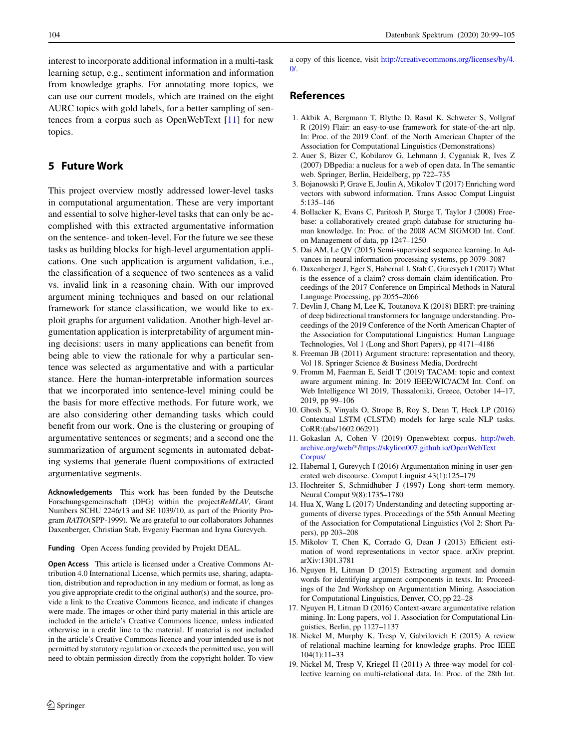interest to incorporate additional information in a multi-task learning setup, e.g., sentiment information and information from knowledge graphs. For annotating more topics, we can use our current models, which are trained on the eight AURC topics with gold labels, for a better sampling of sentences from a corpus such as OpenWebText [11] for new topics.

## 5 Future Work

This project overview mostly addressed lower-level tasks in computational argumentation. These are very important and essential to solve higher-level tasks that can only be accomplished with this extracted argumentative information on the sentence- and token-level. For the future we see these tasks as building blocks for high-level argumentation applications. One such application is argument validation, i.e., the classification of a sequence of two sentences as a valid vs. invalid link in a reasoning chain. With our improved argument mining techniques and based on our relational framework for stance classification, we would like to exploit graphs for argument validation. Another high-level argumentation application is interpretability of argument mining decisions: users in many applications can benefit from being able to view the rationale for why a particular sentence was selected as argumentative and with a particular stance. Here the human-interpretable information sources that we incorporated into sentence-level mining could be the basis for more effective methods. For future work, we are also considering other demanding tasks which could benefit from our work. One is the clustering or grouping of argumentative sentences or segments; and a second one the summarization of argument segments in automated debating systems that generate fluent compositions of extracted argumentative segments.

**Acknowledgements** This work has been funded by the Deutsche Forschungsgemeinschaft (DFG) within the project *ReMLAV*, Grant Numbers SCHU 2246/13 and SE 1039/10, as part of the Priority Program *RATIO* (SPP-1999). We are grateful to our collaborators Johannes Daxenberger, Christian Stab, Evgeniy Faerman and Iryna Gurevych.

**Funding** Open Access funding provided by Projekt DEAL.

**Open Access** This article is licensed under a Creative Commons Attribution 4.0 International License, which permits use, sharing, adaptation, distribution and reproduction in any medium or format, as long as you give appropriate credit to the original author(s) and the source, provide a link to the Creative Commons licence, and indicate if changes were made. The images or other third party material in this article are included in the article's Creative Commons licence, unless indicated otherwise in a credit line to the material. If material is not included in the article's Creative Commons licence and your intended use is not permitted by statutory regulation or exceeds the permitted use, you will need to obtain permission directly from the copyright holder. To view a copy of this licence, visit http://creativecommons.org/licenses/by/4.0/.

## References

1. Akbik A, Bergmann T, Blythe D, Rasul K, Schweter S, Vollgraf R (2019) Flair: an easy-to-use framework for state-of-the-art nlp. In: Proc. of the 2019 Conf. of the North American Chapter of the Association for Computational Linguistics (Demonstrations)
2. Auer S, Bizer C, Kobilarov G, Lehmann J, Cyganiak R, Ives Z (2007) DBpedia: a nucleus for a web of open data. In The semantic web. Springer, Berlin, Heidelberg, pp 722–735
3. Bojanowski P, Grave E, Joulin A, Mikolov T (2017) Enriching word vectors with subword information. Trans Assoc Comput Linguist 5:135–146
4. Bollacker K, Evans C, Paritosh P, Sturge T, Taylor J (2008) Freebase: a collaboratively created graph database for structuring human knowledge. In: Proc. of the 2008 ACM SIGMOD Int. Conf. on Management of data, pp 1247–1250
5. Dai AM, Le QV (2015) Semi-supervised sequence learning. In Advances in neural information processing systems, pp 3079–3087
6. Daxenberger J, Eger S, Habernal I, Stab C, Gurevych I (2017) What is the essence of a claim? cross-domain claim identification. Proceedings of the 2017 Conference on Empirical Methods in Natural Language Processing, pp 2055–2066
7. Devlin J, Chang M, Lee K, Toutanova K (2018) BERT: pre-training of deep bidirectional transformers for language understanding. Proceedings of the 2019 Conference of the North American Chapter of the Association for Computational Linguistics: Human Language Technologies, Vol 1 (Long and Short Papers), pp 4171–4186
8. Freeman JB (2011) Argument structure: representation and theory, Vol 18. Springer Science & Business Media, Dordrecht
9. Fromm M, Faerman E, Seidl T (2019) TACAM: topic and context aware argument mining. In: 2019 IEEE/WIC/ACM Int. Conf. on Web Intelligence WI 2019, Thessaloniki, Greece, October 14–17, 2019, pp 99–106
10. Ghosh S, Vinyals O, Strope B, Roy S, Dean T, Heck LP (2016) Contextual LSTM (CLSTM) models for large scale NLP tasks. CoRR:(abs/1602.06291)
11. Gokaslan A, Cohen V (2019) Openwebtext corpus. http://web.archive.org/web/*/https://skylion007.github.io/OpenWebTextCorpus/
12. Habernal I, Gurevych I (2016) Argumentation mining in user-generated web discourse. Comput Linguist 43(1):125–179
13. Hochreiter S, Schmidhuber J (1997) Long short-term memory. Neural Comput 9(8):1735–1780
14. Hua X, Wang L (2017) Understanding and detecting supporting arguments of diverse types. Proceedings of the 55th Annual Meeting of the Association for Computational Linguistics (Vol 2: Short Papers), pp 203–208
15. Mikolov T, Chen K, Corrado G, Dean J (2013) Efficient estimation of word representations in vector space. arXiv preprint. arXiv:1301.3781
16. Nguyen H, Litman D (2015) Extracting argument and domain words for identifying argument components in texts. In: Proceedings of the 2nd Workshop on Argumentation Mining. Association for Computational Linguistics, Denver, CO, pp 22–28
17. Nguyen H, Litman D (2016) Context-aware argumentative relation mining. In: Long papers, vol 1. Association for Computational Linguistics, Berlin, pp 1127–1137
18. Nickel M, Murphy K, Tresp V, Gabrilovich E (2015) A review of relational machine learning for knowledge graphs. Proc IEEE 104(1):11–33
19. Nickel M, Tresp V, Kriegel H (2011) A three-way model for collective learning on multi-relational data. In: Proc. of the 28th Int.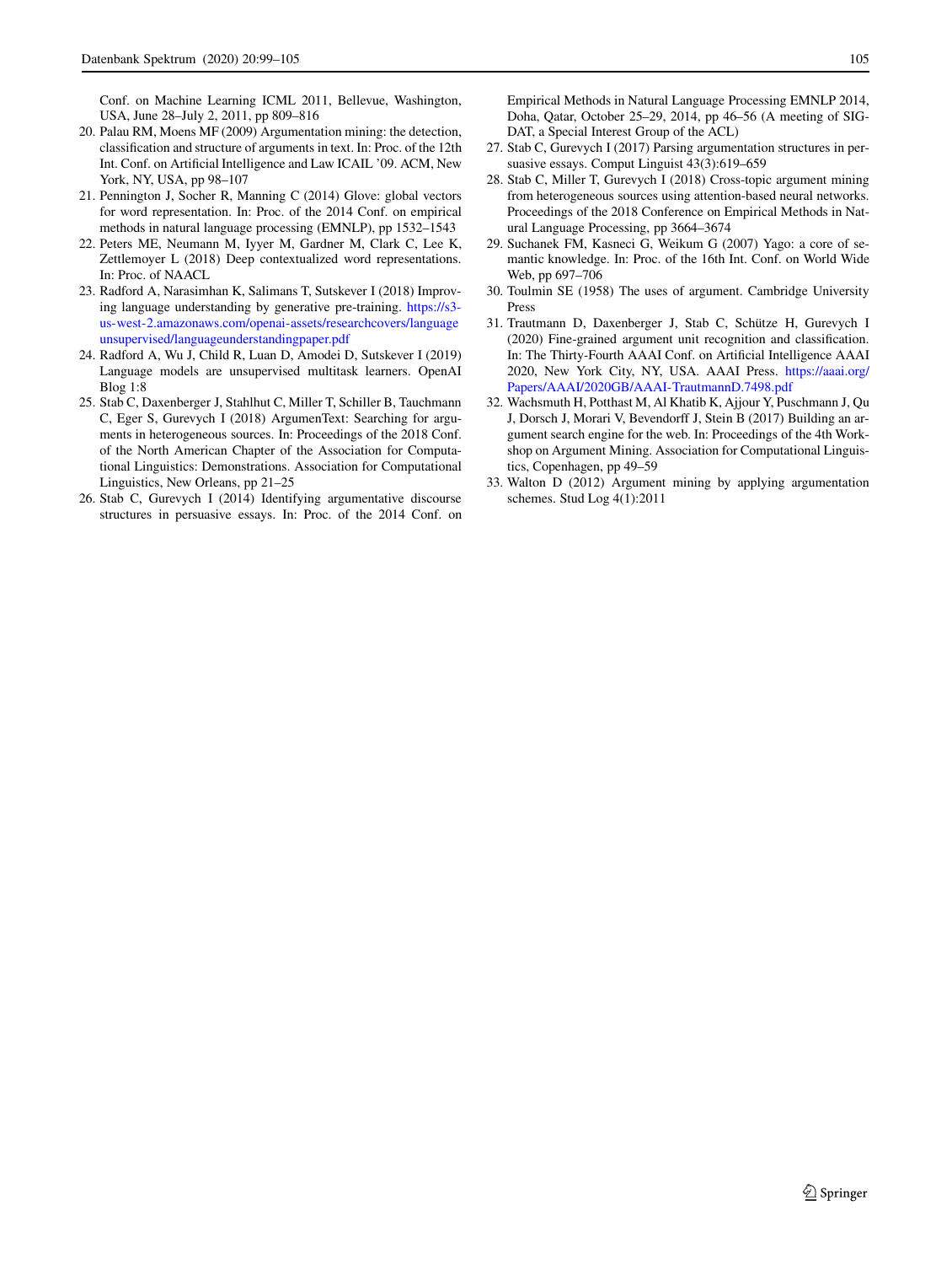Conf. on Machine Learning ICML 2011, Bellevue, Washington, USA, June 28–July 2, 2011, pp 809–816

20. Palau RM, Moens MF (2009) Argumentation mining: the detection, classification and structure of arguments in text. In: Proc. of the 12th Int. Conf. on Artificial Intelligence and Law ICAIL '09. ACM, New York, NY, USA, pp 98–107
21. Pennington J, Socher R, Manning C (2014) Glove: global vectors for word representation. In: Proc. of the 2014 Conf. on empirical methods in natural language processing (EMNLP), pp 1532–1543
22. Peters ME, Neumann M, Iyyer M, Gardner M, Clark C, Lee K, Zettlemoyer L (2018) Deep contextualized word representations. In: Proc. of NAACL
23. Radford A, Narasimhan K, Salimans T, Sutskever I (2018) Improving language understanding by generative pre-training. https://s3-us-west-2.amazonaws.com/openai-assets/researchcovers/languageunsupervised/languageunderstandingpaper.pdf
24. Radford A, Wu J, Child R, Luan D, Amodei D, Sutskever I (2019) Language models are unsupervised multitask learners. OpenAI Blog 1:8
25. Stab C, Daxenberger J, Stahlhut C, Miller T, Schiller B, Tauchmann C, Eger S, Gurevych I (2018) ArgumenText: Searching for arguments in heterogeneous sources. In: Proceedings of the 2018 Conf. of the North American Chapter of the Association for Computational Linguistics: Demonstrations. Association for Computational Linguistics, New Orleans, pp 21–25
26. Stab C, Gurevych I (2014) Identifying argumentative discourse structures in persuasive essays. In: Proc. of the 2014 Conf. on Empirical Methods in Natural Language Processing EMNLP 2014, Doha, Qatar, October 25–29, 2014, pp 46–56 (A meeting of SIGDAT, a Special Interest Group of the ACL)
27. Stab C, Gurevych I (2017) Parsing argumentation structures in persuasive essays. Comput Linguist 43(3):619–659
28. Stab C, Miller T, Gurevych I (2018) Cross-topic argument mining from heterogeneous sources using attention-based neural networks. Proceedings of the 2018 Conference on Empirical Methods in Natural Language Processing, pp 3664–3674
29. Suchanek FM, Kasneci G, Weikum G (2007) Yago: a core of semantic knowledge. In: Proc. of the 16th Int. Conf. on World Wide Web, pp 697–706
30. Toulmin SE (1958) The uses of argument. Cambridge University Press
31. Trautmann D, Daxenberger J, Stab C, Schütze H, Gurevych I (2020) Fine-grained argument unit recognition and classification. In: The Thirty-Fourth AAAI Conf. on Artificial Intelligence AAAI 2020, New York City, NY, USA. AAAI Press. https://aaai.org/Papers/AAAI/2020GB/AAAI-TrautmannD.7498.pdf
32. Wachsmuth H, Potthast M, Al Khatib K, Ajjour Y, Puschmann J, Qu J, Dorsch J, Morari V, Bevendorff J, Stein B (2017) Building an argument search engine for the web. In: Proceedings of the 4th Workshop on Argument Mining. Association for Computational Linguistics, Copenhagen, pp 49–59
33. Walton D (2012) Argument mining by applying argumentation schemes. Stud Log 4(1):2011